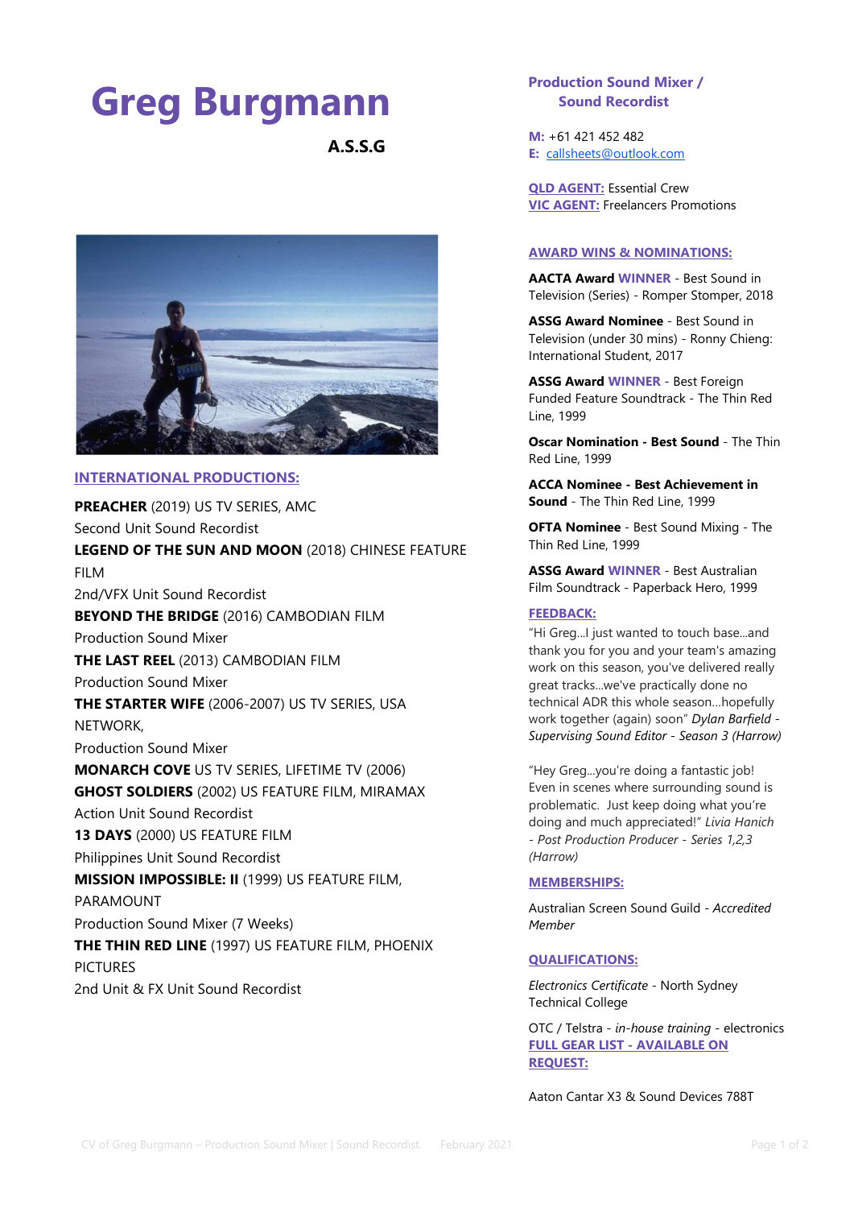# Greg Burgmann

**A.S.S.G**

**Production Sound Mixer / Sound Recordist**

**M:** +61 421 452 482
**E:** callsheets@outlook.com

**QLD AGENT:** Essential Crew
**VIC AGENT:** Freelancers Promotions

## INTERNATIONAL PRODUCTIONS:

**PREACHER** (2019) US TV SERIES, AMC
Second Unit Sound Recordist

**LEGEND OF THE SUN AND MOON** (2018) CHINESE FEATURE FILM
2nd/VFX Unit Sound Recordist

**BEYOND THE BRIDGE** (2016) CAMBODIAN FILM
Production Sound Mixer

**THE LAST REEL** (2013) CAMBODIAN FILM
Production Sound Mixer

**THE STARTER WIFE** (2006-2007) US TV SERIES, USA NETWORK,
Production Sound Mixer

**MONARCH COVE** US TV SERIES, LIFETIME TV (2006)

**GHOST SOLDIERS** (2002) US FEATURE FILM, MIRAMAX
Action Unit Sound Recordist

**13 DAYS** (2000) US FEATURE FILM
Philippines Unit Sound Recordist

**MISSION IMPOSSIBLE: II** (1999) US FEATURE FILM, PARAMOUNT
Production Sound Mixer (7 Weeks)

**THE THIN RED LINE** (1997) US FEATURE FILM, PHOENIX PICTURES
2nd Unit & FX Unit Sound Recordist

## AWARD WINS & NOMINATIONS:

**AACTA Award WINNER** - Best Sound in Television (Series) - Romper Stomper, 2018

**ASSG Award Nominee** - Best Sound in Television (under 30 mins) - Ronny Chieng: International Student, 2017

**ASSG Award WINNER** - Best Foreign Funded Feature Soundtrack - The Thin Red Line, 1999

**Oscar Nomination - Best Sound** - The Thin Red Line, 1999

**ACCA Nominee - Best Achievement in Sound** - The Thin Red Line, 1999

**OFTA Nominee** - Best Sound Mixing - The Thin Red Line, 1999

**ASSG Award WINNER** - Best Australian Film Soundtrack - Paperback Hero, 1999

## FEEDBACK:

"Hi Greg...I just wanted to touch base...and thank you for you and your team's amazing work on this season, you've delivered really great tracks...we've practically done no technical ADR this whole season...hopefully work together (again) soon" *Dylan Barfield - Supervising Sound Editor - Season 3 (Harrow)*

"Hey Greg...you're doing a fantastic job! Even in scenes where surrounding sound is problematic. Just keep doing what you're doing and much appreciated!" *Livia Hanich - Post Production Producer - Series 1,2,3 (Harrow)*

## MEMBERSHIPS:

Australian Screen Sound Guild - *Accredited Member*

## QUALIFICATIONS:

*Electronics Certificate* - North Sydney Technical College

OTC / Telstra - *in-house training* - electronics

## FULL GEAR LIST - AVAILABLE ON REQUEST:

Aaton Cantar X3 & Sound Devices 788T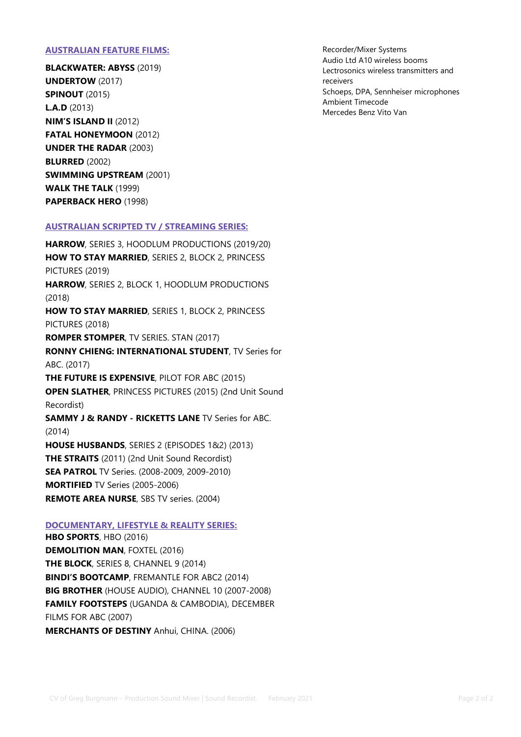## AUSTRALIAN FEATURE FILMS:

**BLACKWATER: ABYSS** (2019)
**UNDERTOW** (2017)
**SPINOUT** (2015)
**L.A.D** (2013)
**NIM'S ISLAND II** (2012)
**FATAL HONEYMOON** (2012)
**UNDER THE RADAR** (2003)
**BLURRED** (2002)
**SWIMMING UPSTREAM** (2001)
**WALK THE TALK** (1999)
**PAPERBACK HERO** (1998)

## AUSTRALIAN SCRIPTED TV / STREAMING SERIES:

**HARROW**, SERIES 3, HOODLUM PRODUCTIONS (2019/20)
**HOW TO STAY MARRIED**, SERIES 2, BLOCK 2, PRINCESS PICTURES (2019)
**HARROW**, SERIES 2, BLOCK 1, HOODLUM PRODUCTIONS (2018)
**HOW TO STAY MARRIED**, SERIES 1, BLOCK 2, PRINCESS PICTURES (2018)
**ROMPER STOMPER**, TV SERIES. STAN (2017)
**RONNY CHIENG: INTERNATIONAL STUDENT**, TV Series for ABC. (2017)
**THE FUTURE IS EXPENSIVE**, PILOT FOR ABC (2015)
**OPEN SLATHER**, PRINCESS PICTURES (2015) (2nd Unit Sound Recordist)
**SAMMY J & RANDY - RICKETTS LANE** TV Series for ABC. (2014)
**HOUSE HUSBANDS**, SERIES 2 (EPISODES 1&2) (2013)
**THE STRAITS** (2011) (2nd Unit Sound Recordist)
**SEA PATROL** TV Series. (2008-2009, 2009-2010)
**MORTIFIED** TV Series (2005-2006)
**REMOTE AREA NURSE**, SBS TV series. (2004)

## DOCUMENTARY, LIFESTYLE & REALITY SERIES:

**HBO SPORTS**, HBO (2016)
**DEMOLITION MAN**, FOXTEL (2016)
**THE BLOCK**, SERIES 8, CHANNEL 9 (2014)
**BINDI'S BOOTCAMP**, FREMANTLE FOR ABC2 (2014)
**BIG BROTHER** (HOUSE AUDIO), CHANNEL 10 (2007-2008)
**FAMILY FOOTSTEPS** (UGANDA & CAMBODIA), DECEMBER FILMS FOR ABC (2007)
**MERCHANTS OF DESTINY** Anhui, CHINA. (2006)

Recorder/Mixer Systems
Audio Ltd A10 wireless booms
Lectrosonics wireless transmitters and receivers
Schoeps, DPA, Sennheiser microphones
Ambient Timecode
Mercedes Benz Vito Van